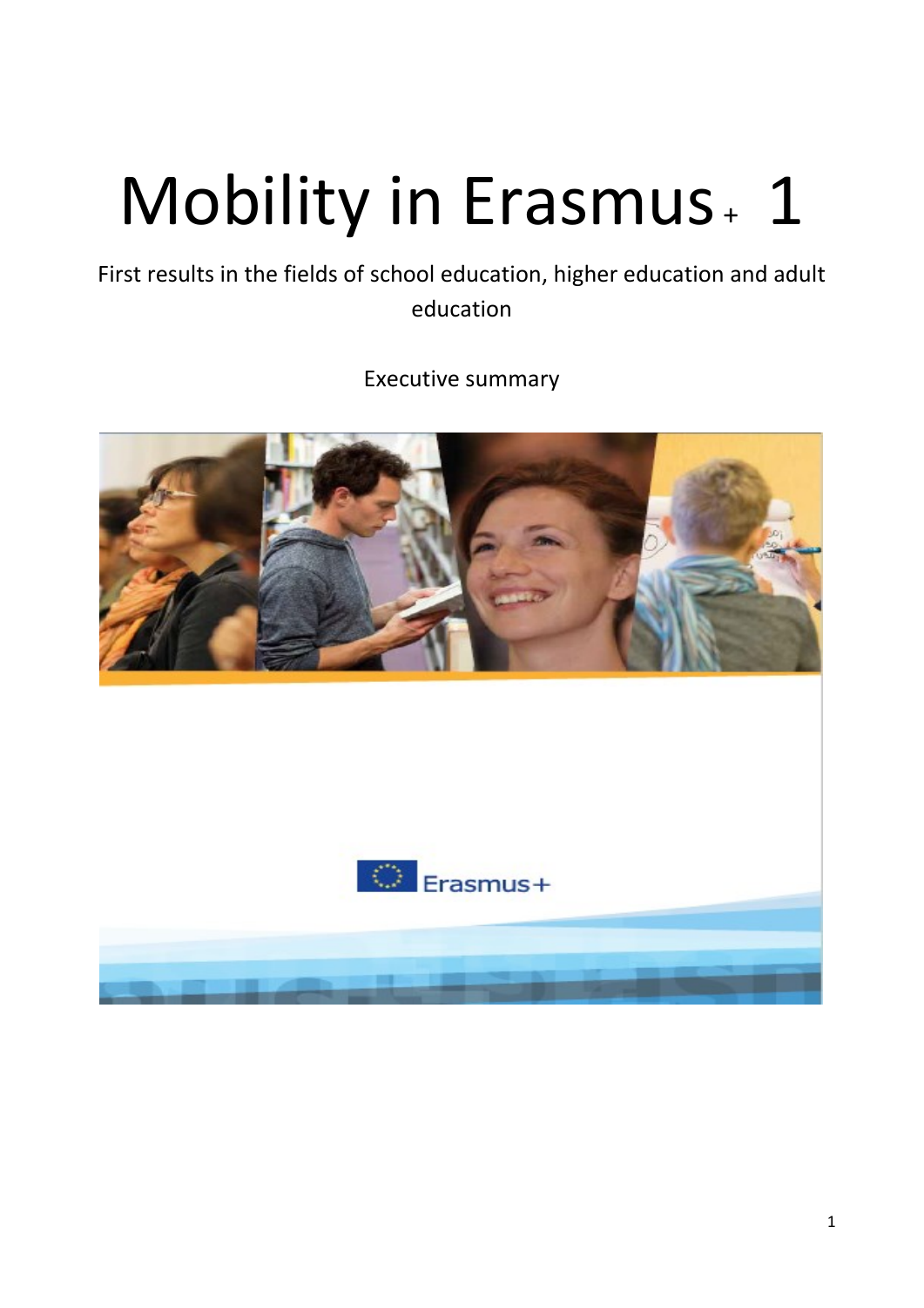# Mobility in Erasmus+ 1

First results in the fields of school education, higher education and adult education

Executive summary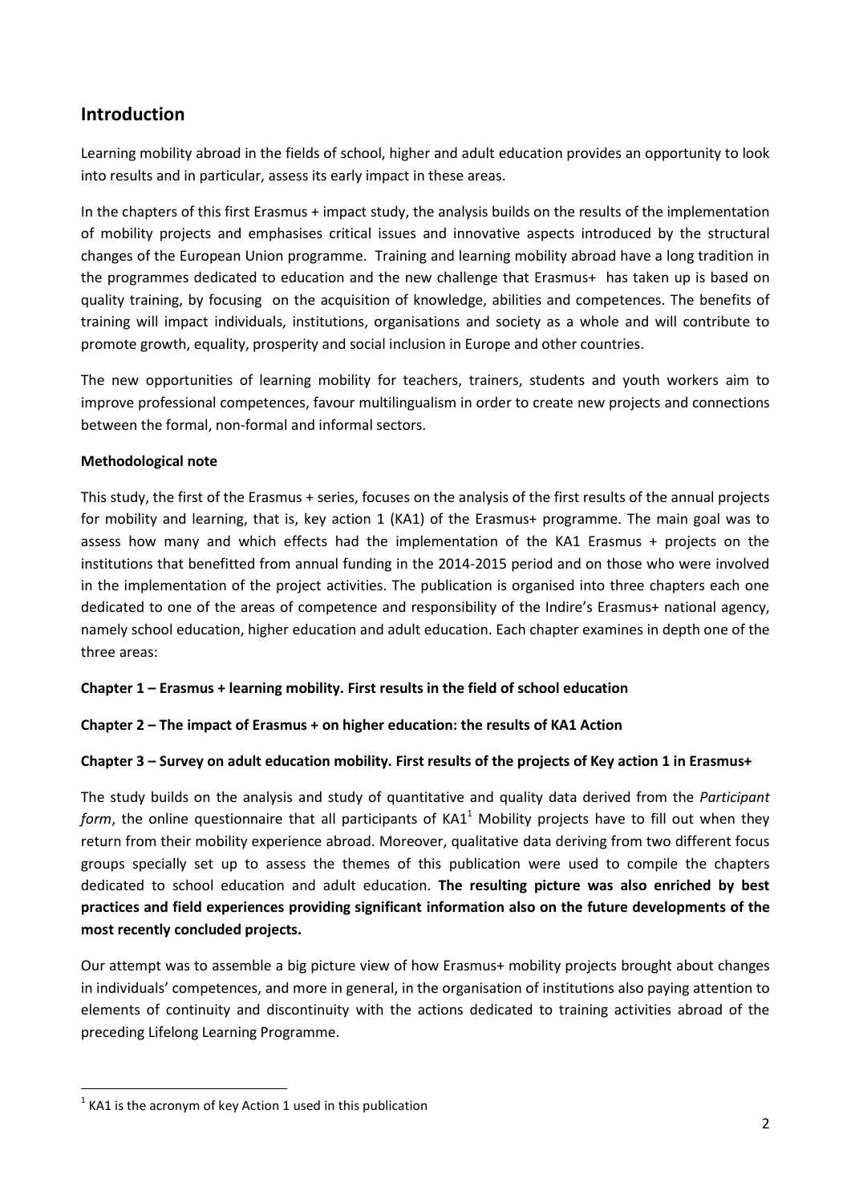## Introduction

Learning mobility abroad in the fields of school, higher and adult education provides an opportunity to look into results and in particular, assess its early impact in these areas.

In the chapters of this first Erasmus + impact study, the analysis builds on the results of the implementation of mobility projects and emphasises critical issues and innovative aspects introduced by the structural changes of the European Union programme. Training and learning mobility abroad have a long tradition in the programmes dedicated to education and the new challenge that Erasmus+ has taken up is based on quality training, by focusing on the acquisition of knowledge, abilities and competences. The benefits of training will impact individuals, institutions, organisations and society as a whole and will contribute to promote growth, equality, prosperity and social inclusion in Europe and other countries.

The new opportunities of learning mobility for teachers, trainers, students and youth workers aim to improve professional competences, favour multilingualism in order to create new projects and connections between the formal, non-formal and informal sectors.

**Methodological note**

This study, the first of the Erasmus + series, focuses on the analysis of the first results of the annual projects for mobility and learning, that is, key action 1 (KA1) of the Erasmus+ programme. The main goal was to assess how many and which effects had the implementation of the KA1 Erasmus + projects on the institutions that benefitted from annual funding in the 2014-2015 period and on those who were involved in the implementation of the project activities. The publication is organised into three chapters each one dedicated to one of the areas of competence and responsibility of the Indire's Erasmus+ national agency, namely school education, higher education and adult education. Each chapter examines in depth one of the three areas:

**Chapter 1 – Erasmus + learning mobility. First results in the field of school education**

**Chapter 2 – The impact of Erasmus + on higher education: the results of KA1 Action**

**Chapter 3 – Survey on adult education mobility. First results of the projects of Key action 1 in Erasmus+**

The study builds on the analysis and study of quantitative and quality data derived from the *Participant form*, the online questionnaire that all participants of KA1[1] Mobility projects have to fill out when they return from their mobility experience abroad. Moreover, qualitative data deriving from two different focus groups specially set up to assess the themes of this publication were used to compile the chapters dedicated to school education and adult education. **The resulting picture was also enriched by best practices and field experiences providing significant information also on the future developments of the most recently concluded projects.**

Our attempt was to assemble a big picture view of how Erasmus+ mobility projects brought about changes in individuals' competences, and more in general, in the organisation of institutions also paying attention to elements of continuity and discontinuity with the actions dedicated to training activities abroad of the preceding Lifelong Learning Programme.

[1] KA1 is the acronym of key Action 1 used in this publication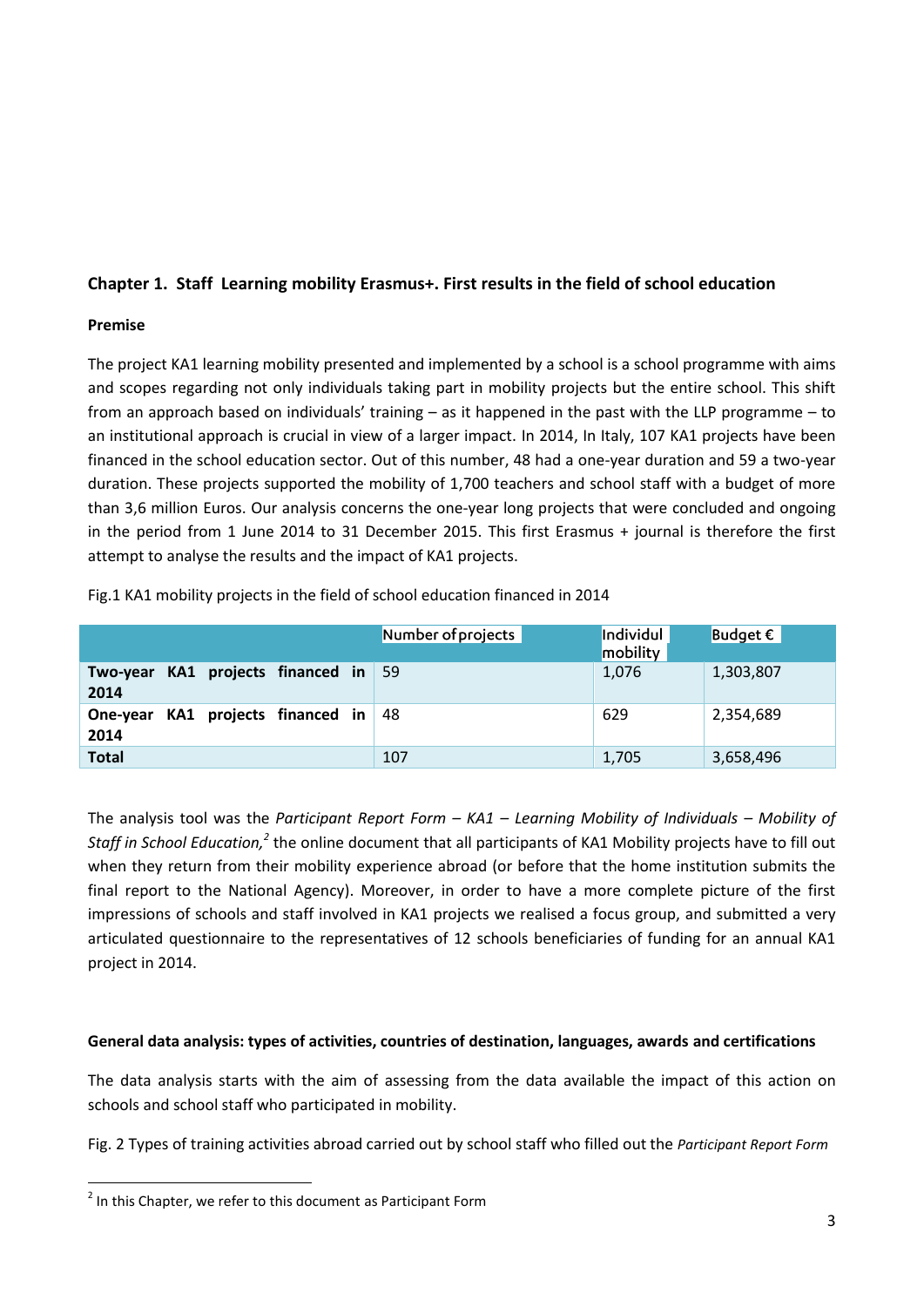## Chapter 1. Staff Learning mobility Erasmus+. First results in the field of school education

### Premise

The project KA1 learning mobility presented and implemented by a school is a school programme with aims and scopes regarding not only individuals taking part in mobility projects but the entire school. This shift from an approach based on individuals' training – as it happened in the past with the LLP programme – to an institutional approach is crucial in view of a larger impact. In 2014, In Italy, 107 KA1 projects have been financed in the school education sector. Out of this number, 48 had a one-year duration and 59 a two-year duration. These projects supported the mobility of 1,700 teachers and school staff with a budget of more than 3,6 million Euros. Our analysis concerns the one-year long projects that were concluded and ongoing in the period from 1 June 2014 to 31 December 2015. This first Erasmus + journal is therefore the first attempt to analyse the results and the impact of KA1 projects.

Fig.1 KA1 mobility projects in the field of school education financed in 2014

| | Number of projects | Individul mobility | Budget € |
|---|---|---|---|
| **Two-year KA1 projects financed in 2014** | 59 | 1,076 | 1,303,807 |
| **One-year KA1 projects financed in 2014** | 48 | 629 | 2,354,689 |
| **Total** | 107 | 1,705 | 3,658,496 |

The analysis tool was the *Participant Report Form – KA1 – Learning Mobility of Individuals – Mobility of Staff in School Education,*[2] the online document that all participants of KA1 Mobility projects have to fill out when they return from their mobility experience abroad (or before that the home institution submits the final report to the National Agency). Moreover, in order to have a more complete picture of the first impressions of schools and staff involved in KA1 projects we realised a focus group, and submitted a very articulated questionnaire to the representatives of 12 schools beneficiaries of funding for an annual KA1 project in 2014.

### General data analysis: types of activities, countries of destination, languages, awards and certifications

The data analysis starts with the aim of assessing from the data available the impact of this action on schools and school staff who participated in mobility.

Fig. 2 Types of training activities abroad carried out by school staff who filled out the *Participant Report Form*

[2] In this Chapter, we refer to this document as Participant Form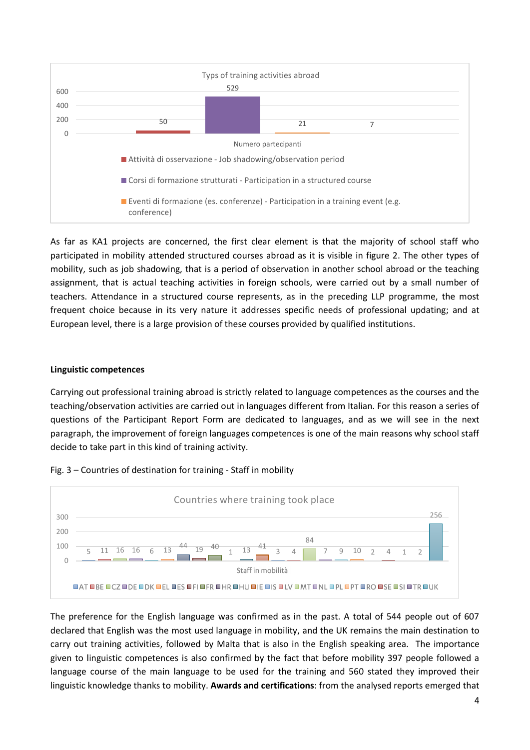Typs of training activities abroad

| Numero partecipanti | Value |
| --- | --- |
| Attività di osservazione - Job shadowing/observation period | 50 |
| Corsi di formazione strutturati - Participation in a structured course | 529 |
| Eventi di formazione (es. conferenze) - Participation in a training event (e.g. conference) | 21 |
| | 7 |

As far as KA1 projects are concerned, the first clear element is that the majority of school staff who participated in mobility attended structured courses abroad as it is visible in figure 2. The other types of mobility, such as job shadowing, that is a period of observation in another school abroad or the teaching assignment, that is actual teaching activities in foreign schools, were carried out by a small number of teachers. Attendance in a structured course represents, as in the preceding LLP programme, the most frequent choice because in its very nature it addresses specific needs of professional updating; and at European level, there is a large provision of these courses provided by qualified institutions.

**Linguistic competences**

Carrying out professional training abroad is strictly related to language competences as the courses and the teaching/observation activities are carried out in languages different from Italian. For this reason a series of questions of the Participant Report Form are dedicated to languages, and as we will see in the next paragraph, the improvement of foreign languages competences is one of the main reasons why school staff decide to take part in this kind of training activity.

Fig. 3 – Countries of destination for training - Staff in mobility

Countries where training took place

| Staff in mobilità | AT | BE | CZ | DE | DK | EL | ES | FI | FR | HR | HU | IE | IS | LV | MT | NL | PL | PT | RO | SE | SI | TR | UK |
| --- | --- | --- | --- | --- | --- | --- | --- | --- | --- | --- | --- | --- | --- | --- | --- | --- | --- | --- | --- | --- | --- | --- | --- |
| | 5 | 11 | 16 | 16 | 6 | 13 | 44 | 19 | 40 | 1 | 13 | 41 | 3 | 4 | 84 | 7 | 9 | 10 | 2 | 4 | 1 | 2 | 256 |

The preference for the English language was confirmed as in the past. A total of 544 people out of 607 declared that English was the most used language in mobility, and the UK remains the main destination to carry out training activities, followed by Malta that is also in the English speaking area. The importance given to linguistic competences is also confirmed by the fact that before mobility 397 people followed a language course of the main language to be used for the training and 560 stated they improved their linguistic knowledge thanks to mobility. **Awards and certifications**: from the analysed reports emerged that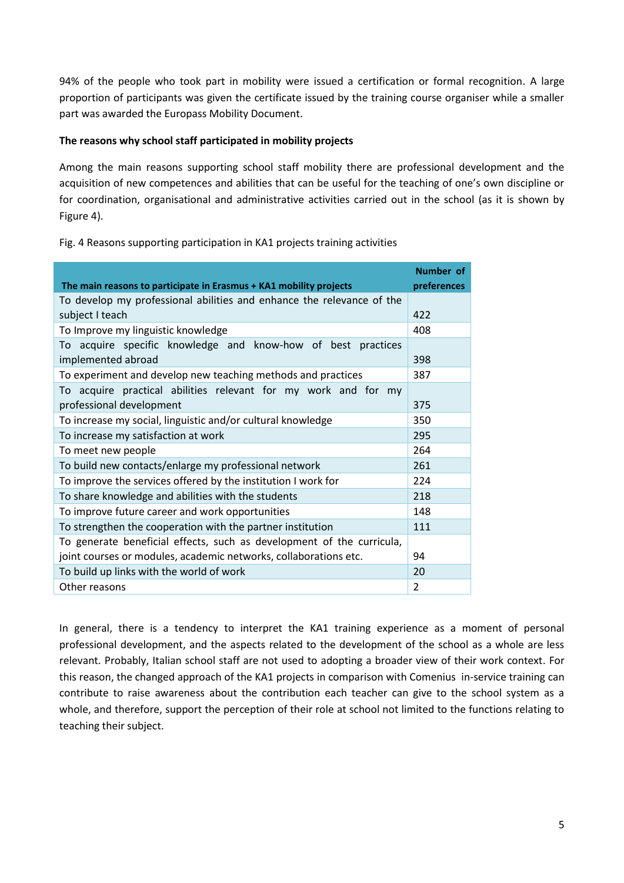94% of the people who took part in mobility were issued a certification or formal recognition. A large proportion of participants was given the certificate issued by the training course organiser while a smaller part was awarded the Europass Mobility Document.

**The reasons why school staff participated in mobility projects**

Among the main reasons supporting school staff mobility there are professional development and the acquisition of new competences and abilities that can be useful for the teaching of one's own discipline or for coordination, organisational and administrative activities carried out in the school (as it is shown by Figure 4).

Fig. 4 Reasons supporting participation in KA1 projects training activities

| The main reasons to participate in Erasmus + KA1 mobility projects | Number of preferences |
|---|---|
| To develop my professional abilities and enhance the relevance of the subject I teach | 422 |
| To Improve my linguistic knowledge | 408 |
| To acquire specific knowledge and know-how of best practices implemented abroad | 398 |
| To experiment and develop new teaching methods and practices | 387 |
| To acquire practical abilities relevant for my work and for my professional development | 375 |
| To increase my social, linguistic and/or cultural knowledge | 350 |
| To increase my satisfaction at work | 295 |
| To meet new people | 264 |
| To build new contacts/enlarge my professional network | 261 |
| To improve the services offered by the institution I work for | 224 |
| To share knowledge and abilities with the students | 218 |
| To improve future career and work opportunities | 148 |
| To strengthen the cooperation with the partner institution | 111 |
| To generate beneficial effects, such as development of the curricula, joint courses or modules, academic networks, collaborations etc. | 94 |
| To build up links with the world of work | 20 |
| Other reasons | 2 |

In general, there is a tendency to interpret the KA1 training experience as a moment of personal professional development, and the aspects related to the development of the school as a whole are less relevant. Probably, Italian school staff are not used to adopting a broader view of their work context. For this reason, the changed approach of the KA1 projects in comparison with Comenius in-service training can contribute to raise awareness about the contribution each teacher can give to the school system as a whole, and therefore, support the perception of their role at school not limited to the functions relating to teaching their subject.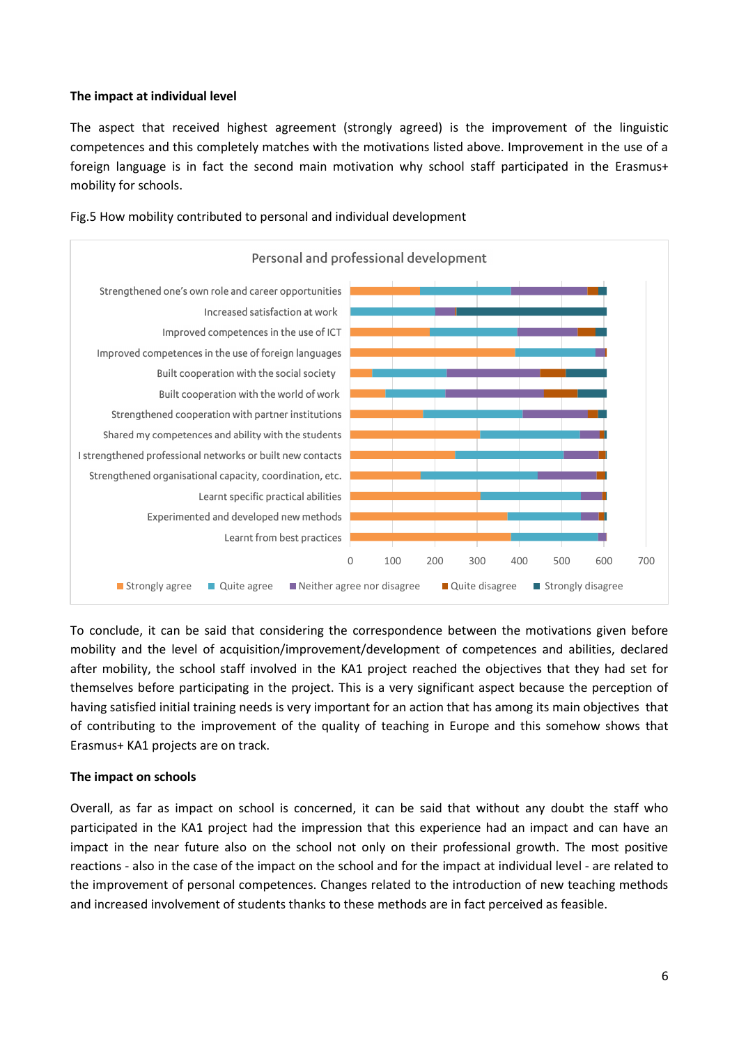**The impact at individual level**

The aspect that received highest agreement (strongly agreed) is the improvement of the linguistic competences and this completely matches with the motivations listed above. Improvement in the use of a foreign language is in fact the second main motivation why school staff participated in the Erasmus+ mobility for schools.

Fig.5 How mobility contributed to personal and individual development

To conclude, it can be said that considering the correspondence between the motivations given before mobility and the level of acquisition/improvement/development of competences and abilities, declared after mobility, the school staff involved in the KA1 project reached the objectives that they had set for themselves before participating in the project. This is a very significant aspect because the perception of having satisfied initial training needs is very important for an action that has among its main objectives that of contributing to the improvement of the quality of teaching in Europe and this somehow shows that Erasmus+ KA1 projects are on track.

**The impact on schools**

Overall, as far as impact on school is concerned, it can be said that without any doubt the staff who participated in the KA1 project had the impression that this experience had an impact and can have an impact in the near future also on the school not only on their professional growth. The most positive reactions - also in the case of the impact on the school and for the impact at individual level - are related to the improvement of personal competences. Changes related to the introduction of new teaching methods and increased involvement of students thanks to these methods are in fact perceived as feasible.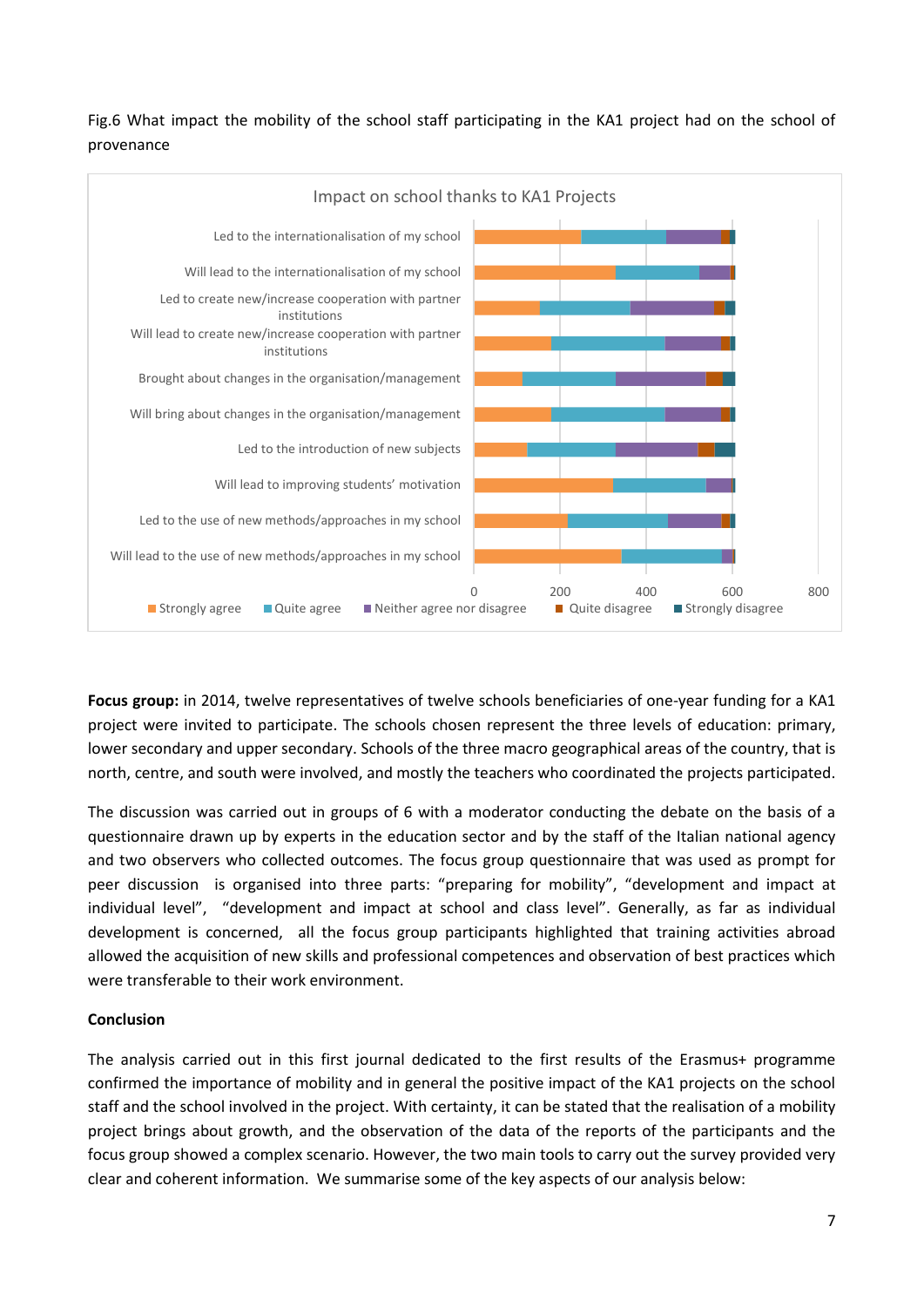Fig.6 What impact the mobility of the school staff participating in the KA1 project had on the school of provenance

Impact on school thanks to KA1 Projects

Led to the internationalisation of my school

Will lead to the internationalisation of my school

Led to create new/increase cooperation with partner institutions

Will lead to create new/increase cooperation with partner institutions

Brought about changes in the organisation/management

Will bring about changes in the organisation/management

Led to the introduction of new subjects

Will lead to improving students' motivation

Led to the use of new methods/approaches in my school

Will lead to the use of new methods/approaches in my school

0 200 400 600 800

Strongly agree · Quite agree · Neither agree nor disagree · Quite disagree · Strongly disagree

**Focus group:** in 2014, twelve representatives of twelve schools beneficiaries of one-year funding for a KA1 project were invited to participate. The schools chosen represent the three levels of education: primary, lower secondary and upper secondary. Schools of the three macro geographical areas of the country, that is north, centre, and south were involved, and mostly the teachers who coordinated the projects participated.

The discussion was carried out in groups of 6 with a moderator conducting the debate on the basis of a questionnaire drawn up by experts in the education sector and by the staff of the Italian national agency and two observers who collected outcomes. The focus group questionnaire that was used as prompt for peer discussion is organised into three parts: "preparing for mobility", "development and impact at individual level", "development and impact at school and class level". Generally, as far as individual development is concerned, all the focus group participants highlighted that training activities abroad allowed the acquisition of new skills and professional competences and observation of best practices which were transferable to their work environment.

## Conclusion

The analysis carried out in this first journal dedicated to the first results of the Erasmus+ programme confirmed the importance of mobility and in general the positive impact of the KA1 projects on the school staff and the school involved in the project. With certainty, it can be stated that the realisation of a mobility project brings about growth, and the observation of the data of the reports of the participants and the focus group showed a complex scenario. However, the two main tools to carry out the survey provided very clear and coherent information. We summarise some of the key aspects of our analysis below: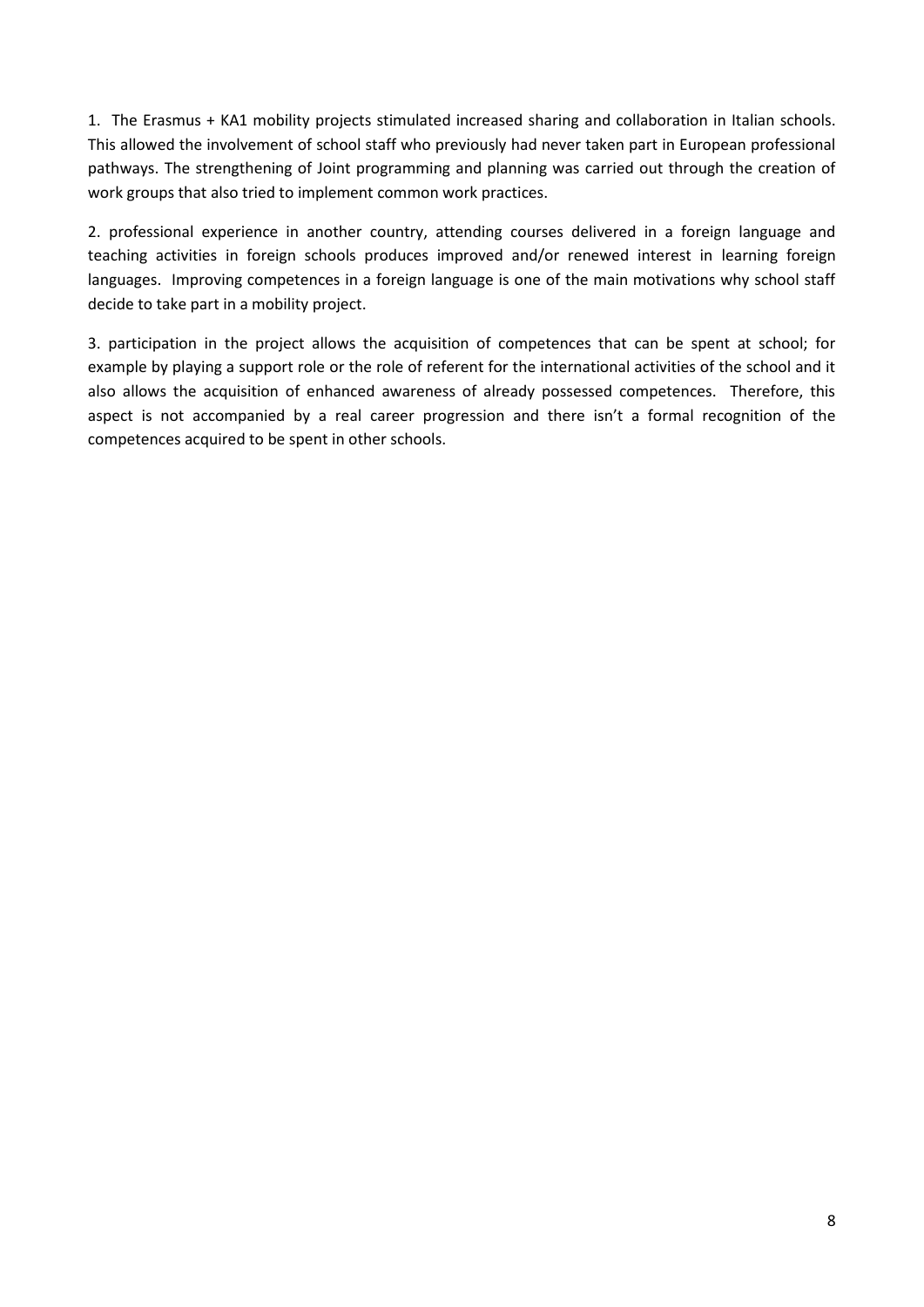1. The Erasmus + KA1 mobility projects stimulated increased sharing and collaboration in Italian schools. This allowed the involvement of school staff who previously had never taken part in European professional pathways. The strengthening of Joint programming and planning was carried out through the creation of work groups that also tried to implement common work practices.

2. professional experience in another country, attending courses delivered in a foreign language and teaching activities in foreign schools produces improved and/or renewed interest in learning foreign languages. Improving competences in a foreign language is one of the main motivations why school staff decide to take part in a mobility project.

3. participation in the project allows the acquisition of competences that can be spent at school; for example by playing a support role or the role of referent for the international activities of the school and it also allows the acquisition of enhanced awareness of already possessed competences. Therefore, this aspect is not accompanied by a real career progression and there isn't a formal recognition of the competences acquired to be spent in other schools.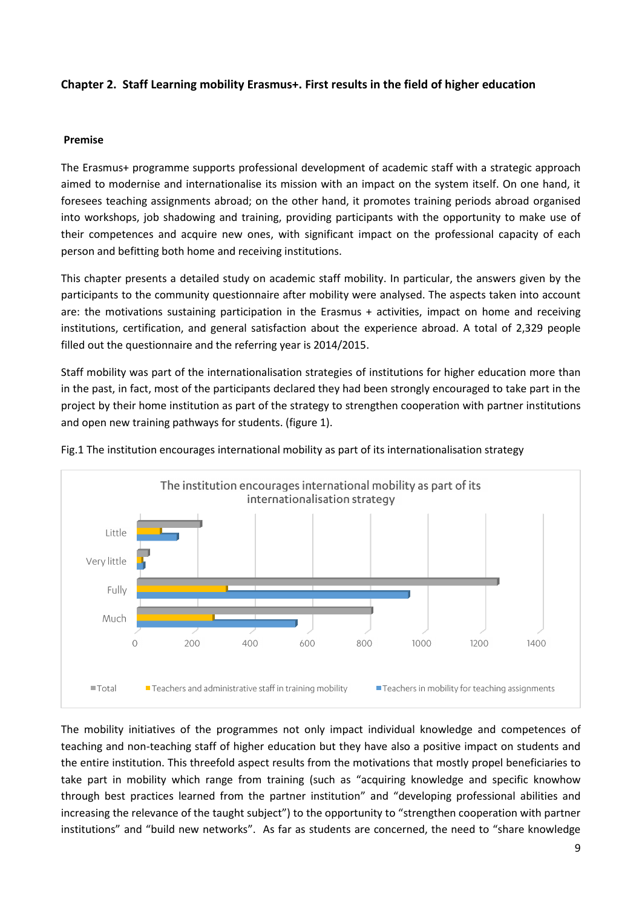**Chapter 2. Staff Learning mobility Erasmus+. First results in the field of higher education**

**Premise**

The Erasmus+ programme supports professional development of academic staff with a strategic approach aimed to modernise and internationalise its mission with an impact on the system itself. On one hand, it foresees teaching assignments abroad; on the other hand, it promotes training periods abroad organised into workshops, job shadowing and training, providing participants with the opportunity to make use of their competences and acquire new ones, with significant impact on the professional capacity of each person and befitting both home and receiving institutions.

This chapter presents a detailed study on academic staff mobility. In particular, the answers given by the participants to the community questionnaire after mobility were analysed. The aspects taken into account are: the motivations sustaining participation in the Erasmus + activities, impact on home and receiving institutions, certification, and general satisfaction about the experience abroad. A total of 2,329 people filled out the questionnaire and the referring year is 2014/2015.

Staff mobility was part of the internationalisation strategies of institutions for higher education more than in the past, in fact, most of the participants declared they had been strongly encouraged to take part in the project by their home institution as part of the strategy to strengthen cooperation with partner institutions and open new training pathways for students. (figure 1).

Fig.1 The institution encourages international mobility as part of its internationalisation strategy

The institution encourages international mobility as part of its internationalisation strategy

■Total ■Teachers and administrative staff in training mobility ■Teachers in mobility for teaching assignments

The mobility initiatives of the programmes not only impact individual knowledge and competences of teaching and non-teaching staff of higher education but they have also a positive impact on students and the entire institution. This threefold aspect results from the motivations that mostly propel beneficiaries to take part in mobility which range from training (such as "acquiring knowledge and specific knowhow through best practices learned from the partner institution" and "developing professional abilities and increasing the relevance of the taught subject") to the opportunity to "strengthen cooperation with partner institutions" and "build new networks". As far as students are concerned, the need to "share knowledge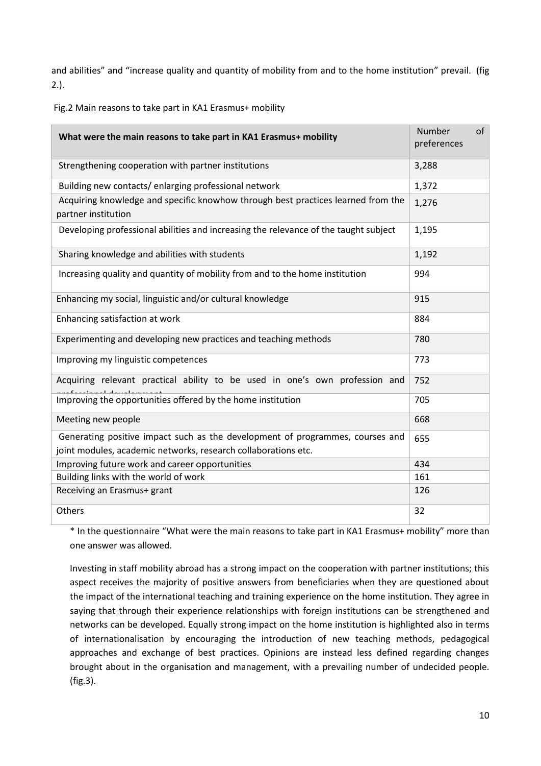and abilities" and "increase quality and quantity of mobility from and to the home institution" prevail. (fig 2.).

Fig.2 Main reasons to take part in KA1 Erasmus+ mobility

| What were the main reasons to take part in KA1 Erasmus+ mobility | Number of preferences |
|---|---|
| Strengthening cooperation with partner institutions | 3,288 |
| Building new contacts/ enlarging professional network | 1,372 |
| Acquiring knowledge and specific knowhow through best practices learned from the partner institution | 1,276 |
| Developing professional abilities and increasing the relevance of the taught subject | 1,195 |
| Sharing knowledge and abilities with students | 1,192 |
| Increasing quality and quantity of mobility from and to the home institution | 994 |
| Enhancing my social, linguistic and/or cultural knowledge | 915 |
| Enhancing satisfaction at work | 884 |
| Experimenting and developing new practices and teaching methods | 780 |
| Improving my linguistic competences | 773 |
| Acquiring relevant practical ability to be used in one's own profession and professional development | 752 |
| Improving the opportunities offered by the home institution | 705 |
| Meeting new people | 668 |
| Generating positive impact such as the development of programmes, courses and joint modules, academic networks, research collaborations etc. | 655 |
| Improving future work and career opportunities | 434 |
| Building links with the world of work | 161 |
| Receiving an Erasmus+ grant | 126 |
| Others | 32 |

* In the questionnaire "What were the main reasons to take part in KA1 Erasmus+ mobility" more than one answer was allowed.

Investing in staff mobility abroad has a strong impact on the cooperation with partner institutions; this aspect receives the majority of positive answers from beneficiaries when they are questioned about the impact of the international teaching and training experience on the home institution. They agree in saying that through their experience relationships with foreign institutions can be strengthened and networks can be developed. Equally strong impact on the home institution is highlighted also in terms of internationalisation by encouraging the introduction of new teaching methods, pedagogical approaches and exchange of best practices. Opinions are instead less defined regarding changes brought about in the organisation and management, with a prevailing number of undecided people. (fig.3).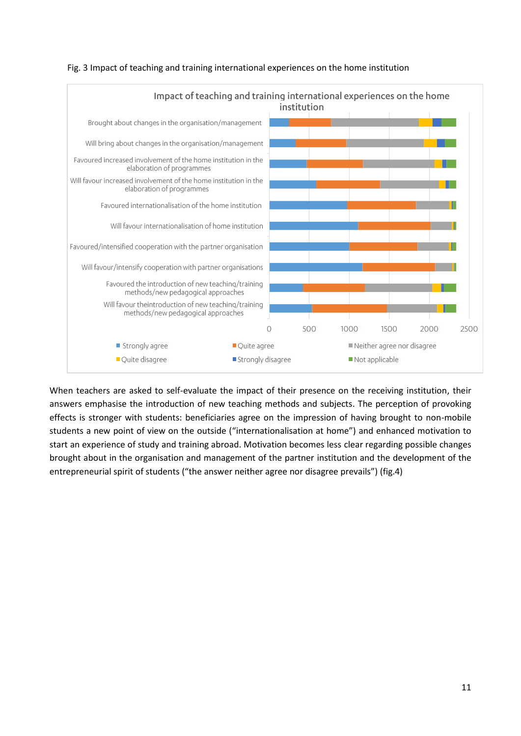Fig. 3 Impact of teaching and training international experiences on the home institution

When teachers are asked to self-evaluate the impact of their presence on the receiving institution, their answers emphasise the introduction of new teaching methods and subjects. The perception of provoking effects is stronger with students: beneficiaries agree on the impression of having brought to non-mobile students a new point of view on the outside ("internationalisation at home") and enhanced motivation to start an experience of study and training abroad. Motivation becomes less clear regarding possible changes brought about in the organisation and management of the partner institution and the development of the entrepreneurial spirit of students ("the answer neither agree nor disagree prevails") (fig.4)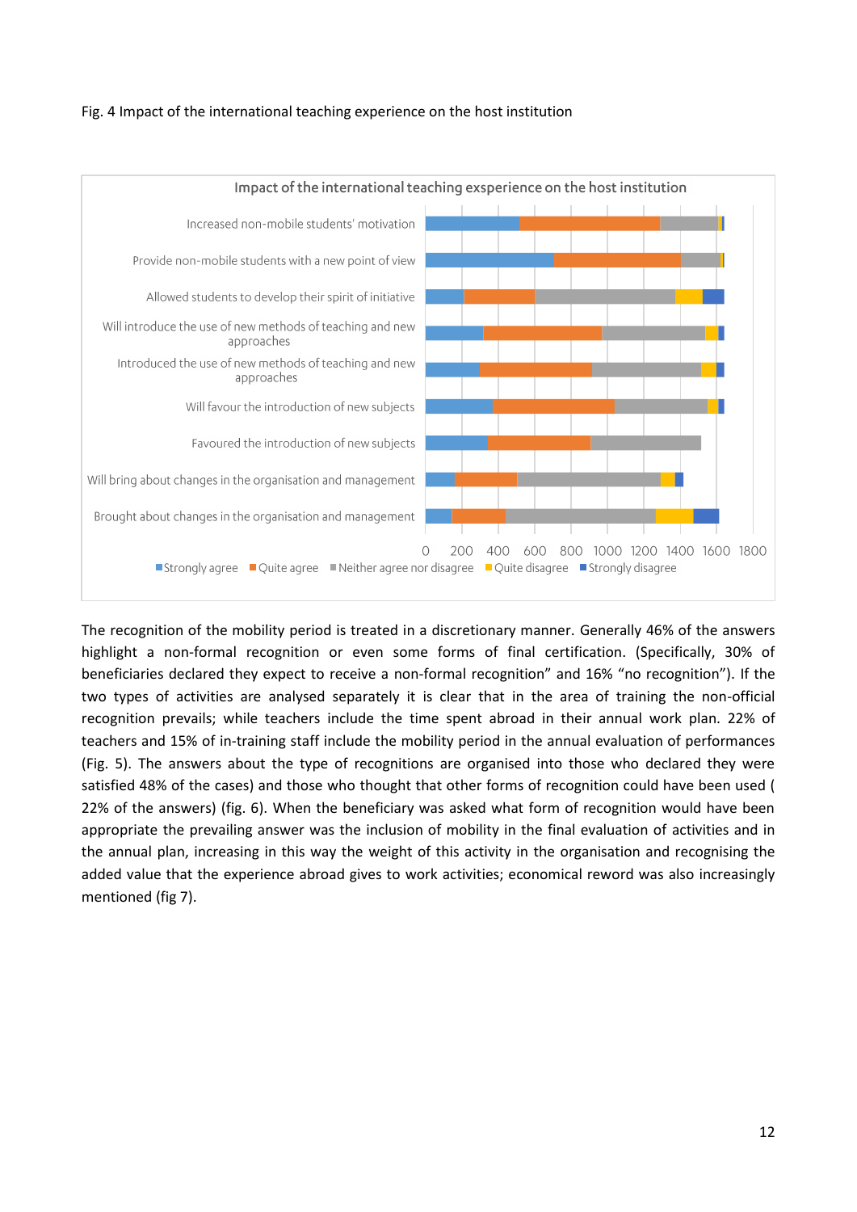Fig. 4 Impact of the international teaching experience on the host institution

Impact of the international teaching exsperience on the host institution

The recognition of the mobility period is treated in a discretionary manner. Generally 46% of the answers highlight a non-formal recognition or even some forms of final certification. (Specifically, 30% of beneficiaries declared they expect to receive a non-formal recognition" and 16% "no recognition"). If the two types of activities are analysed separately it is clear that in the area of training the non-official recognition prevails; while teachers include the time spent abroad in their annual work plan. 22% of teachers and 15% of in-training staff include the mobility period in the annual evaluation of performances (Fig. 5). The answers about the type of recognitions are organised into those who declared they were satisfied 48% of the cases) and those who thought that other forms of recognition could have been used ( 22% of the answers) (fig. 6). When the beneficiary was asked what form of recognition would have been appropriate the prevailing answer was the inclusion of mobility in the final evaluation of activities and in the annual plan, increasing in this way the weight of this activity in the organisation and recognising the added value that the experience abroad gives to work activities; economical reward was also increasingly mentioned (fig 7).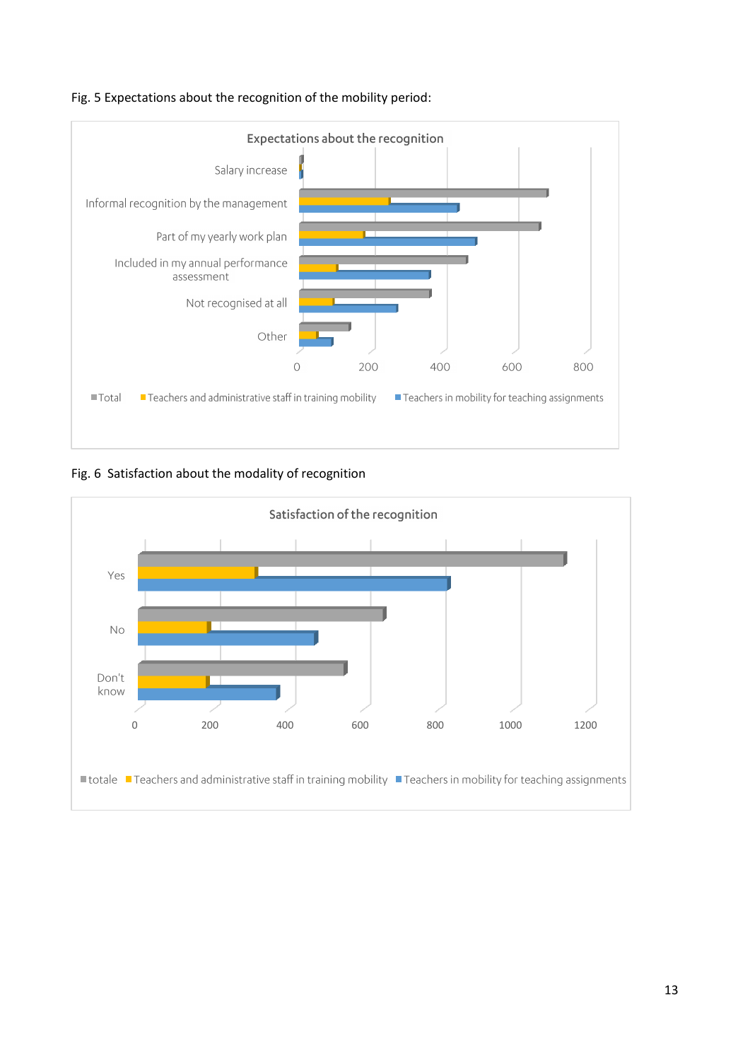Fig. 5 Expectations about the recognition of the mobility period:

Expectations about the recognition

Salary increase

Informal recognition by the management

Part of my yearly work plan

Included in my annual performance assessment

Not recognised at all

Other

0 200 400 600 800

Total | Teachers and administrative staff in training mobility | Teachers in mobility for teaching assignments

Fig. 6 Satisfaction about the modality of recognition

Satisfaction of the recognition

Yes

No

Don't know

0 200 400 600 800 1000 1200

totale | Teachers and administrative staff in training mobility | Teachers in mobility for teaching assignments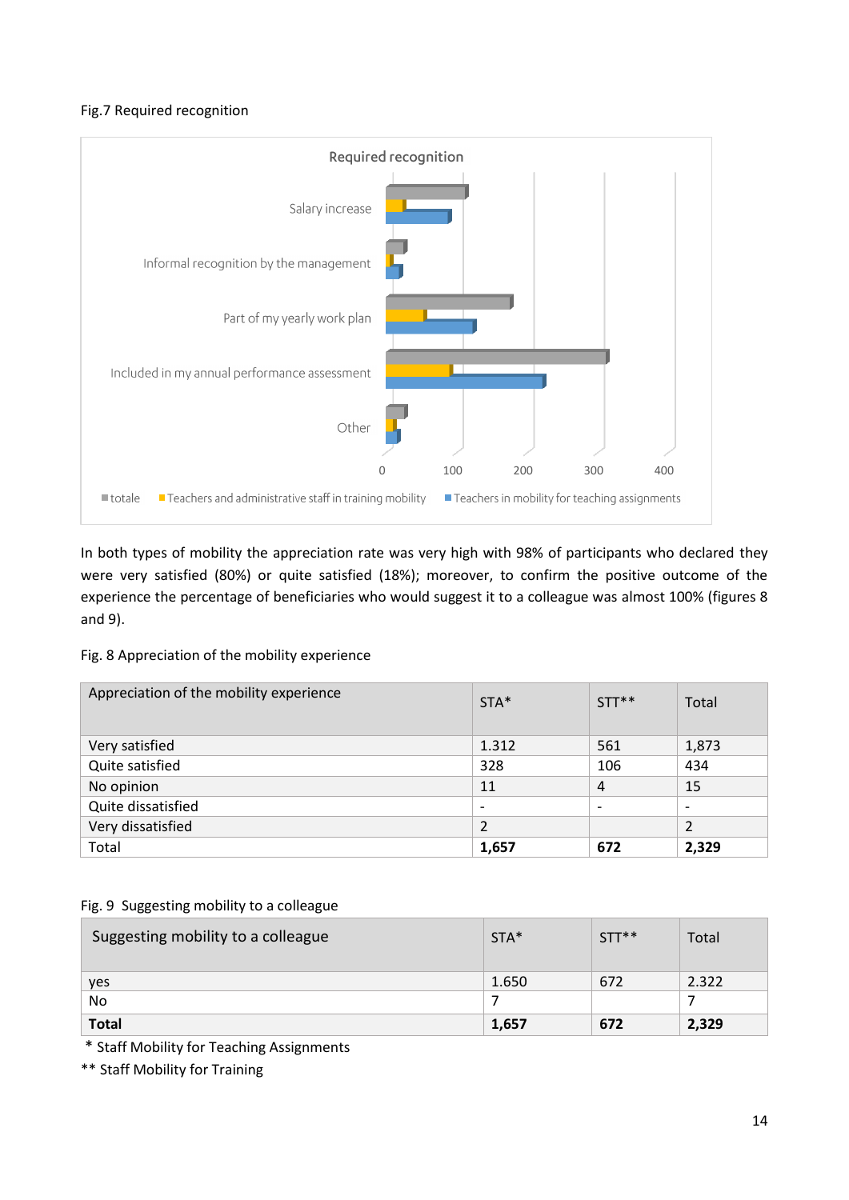Fig.7 Required recognition

In both types of mobility the appreciation rate was very high with 98% of participants who declared they were very satisfied (80%) or quite satisfied (18%); moreover, to confirm the positive outcome of the experience the percentage of beneficiaries who would suggest it to a colleague was almost 100% (figures 8 and 9).

Fig. 8 Appreciation of the mobility experience

| Appreciation of the mobility experience | STA* | STT** | Total |
|---|---|---|---|
| Very satisfied | 1.312 | 561 | 1,873 |
| Quite satisfied | 328 | 106 | 434 |
| No opinion | 11 | 4 | 15 |
| Quite dissatisfied | - | - | - |
| Very dissatisfied | 2 | | 2 |
| Total | **1,657** | **672** | **2,329** |

Fig. 9 Suggesting mobility to a colleague

| Suggesting mobility to a colleague | STA* | STT** | Total |
|---|---|---|---|
| yes | 1.650 | 672 | 2.322 |
| No | 7 | | 7 |
| **Total** | **1,657** | **672** | **2,329** |

\* Staff Mobility for Teaching Assignments

** Staff Mobility for Training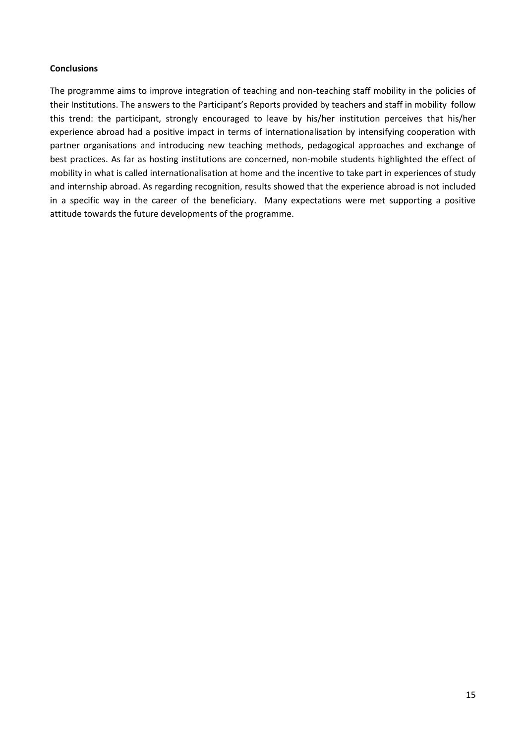**Conclusions**

The programme aims to improve integration of teaching and non-teaching staff mobility in the policies of their Institutions. The answers to the Participant's Reports provided by teachers and staff in mobility follow this trend: the participant, strongly encouraged to leave by his/her institution perceives that his/her experience abroad had a positive impact in terms of internationalisation by intensifying cooperation with partner organisations and introducing new teaching methods, pedagogical approaches and exchange of best practices. As far as hosting institutions are concerned, non-mobile students highlighted the effect of mobility in what is called internationalisation at home and the incentive to take part in experiences of study and internship abroad. As regarding recognition, results showed that the experience abroad is not included in a specific way in the career of the beneficiary. Many expectations were met supporting a positive attitude towards the future developments of the programme.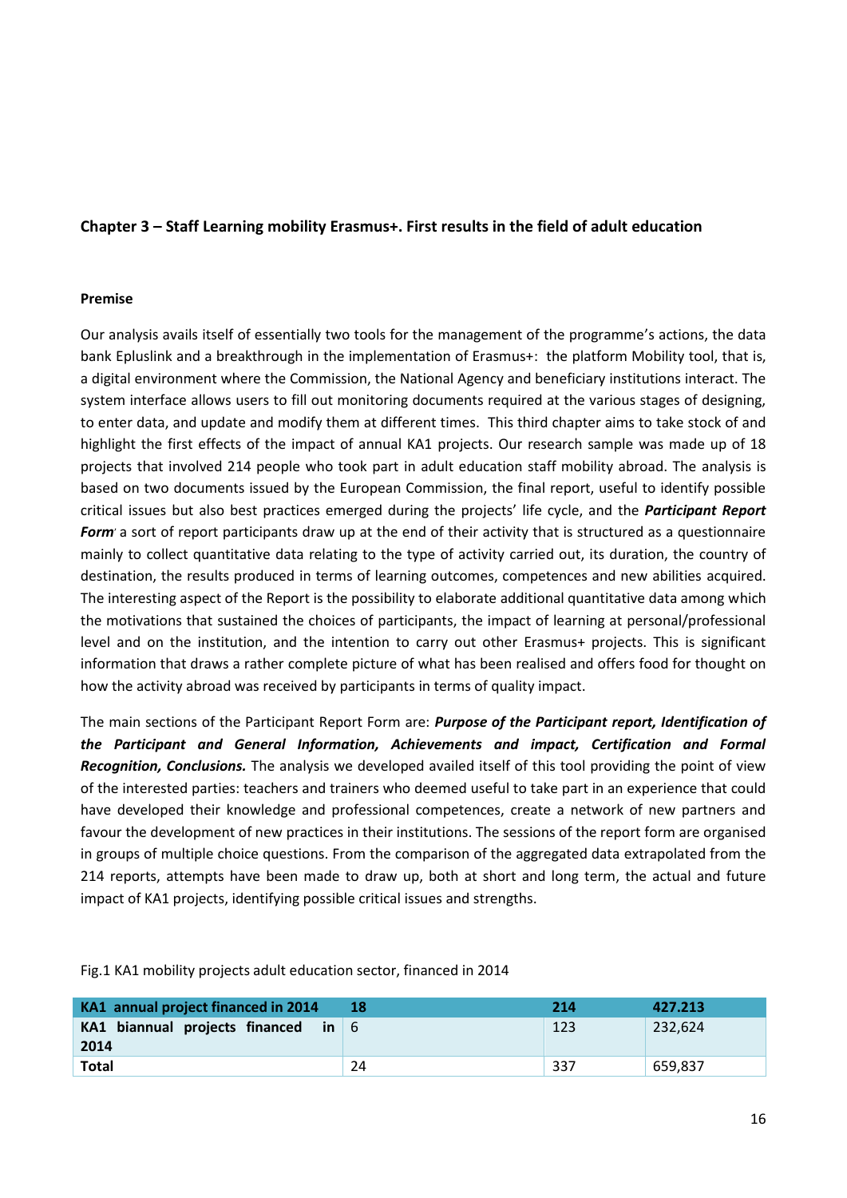## Chapter 3 – Staff Learning mobility Erasmus+. First results in the field of adult education

### Premise

Our analysis avails itself of essentially two tools for the management of the programme's actions, the data bank Epluslink and a breakthrough in the implementation of Erasmus+: the platform Mobility tool, that is, a digital environment where the Commission, the National Agency and beneficiary institutions interact. The system interface allows users to fill out monitoring documents required at the various stages of designing, to enter data, and update and modify them at different times. This third chapter aims to take stock of and highlight the first effects of the impact of annual KA1 projects. Our research sample was made up of 18 projects that involved 214 people who took part in adult education staff mobility abroad. The analysis is based on two documents issued by the European Commission, the final report, useful to identify possible critical issues but also best practices emerged during the projects' life cycle, and the ***Participant Report Form*** a sort of report participants draw up at the end of their activity that is structured as a questionnaire mainly to collect quantitative data relating to the type of activity carried out, its duration, the country of destination, the results produced in terms of learning outcomes, competences and new abilities acquired. The interesting aspect of the Report is the possibility to elaborate additional quantitative data among which the motivations that sustained the choices of participants, the impact of learning at personal/professional level and on the institution, and the intention to carry out other Erasmus+ projects. This is significant information that draws a rather complete picture of what has been realised and offers food for thought on how the activity abroad was received by participants in terms of quality impact.

The main sections of the Participant Report Form are: ***Purpose of the Participant report, Identification of the Participant and General Information, Achievements and impact, Certification and Formal Recognition, Conclusions.*** The analysis we developed availed itself of this tool providing the point of view of the interested parties: teachers and trainers who deemed useful to take part in an experience that could have developed their knowledge and professional competences, create a network of new partners and favour the development of new practices in their institutions. The sessions of the report form are organised in groups of multiple choice questions. From the comparison of the aggregated data extrapolated from the 214 reports, attempts have been made to draw up, both at short and long term, the actual and future impact of KA1 projects, identifying possible critical issues and strengths.

Fig.1 KA1 mobility projects adult education sector, financed in 2014

| KA1 annual project financed in 2014 | 18 | 214 | 427.213 |
|---|---|---|---|
| KA1 biannual projects financed in 2014 | 6 | 123 | 232,624 |
| **Total** | 24 | 337 | 659,837 |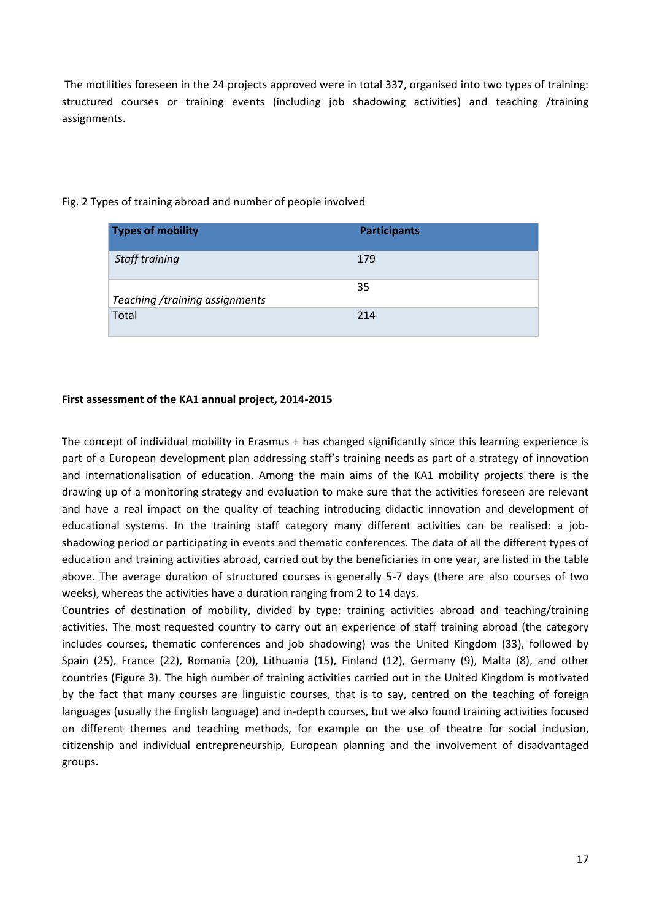The motilities foreseen in the 24 projects approved were in total 337, organised into two types of training: structured courses or training events (including job shadowing activities) and teaching /training assignments.

Fig. 2 Types of training abroad and number of people involved

| Types of mobility | Participants |
|---|---|
| *Staff training* | 179 |
| *Teaching /training assignments* | 35 |
| Total | 214 |

**First assessment of the KA1 annual project, 2014-2015**

The concept of individual mobility in Erasmus + has changed significantly since this learning experience is part of a European development plan addressing staff's training needs as part of a strategy of innovation and internationalisation of education. Among the main aims of the KA1 mobility projects there is the drawing up of a monitoring strategy and evaluation to make sure that the activities foreseen are relevant and have a real impact on the quality of teaching introducing didactic innovation and development of educational systems. In the training staff category many different activities can be realised: a job-shadowing period or participating in events and thematic conferences. The data of all the different types of education and training activities abroad, carried out by the beneficiaries in one year, are listed in the table above. The average duration of structured courses is generally 5-7 days (there are also courses of two weeks), whereas the activities have a duration ranging from 2 to 14 days.

Countries of destination of mobility, divided by type: training activities abroad and teaching/training activities. The most requested country to carry out an experience of staff training abroad (the category includes courses, thematic conferences and job shadowing) was the United Kingdom (33), followed by Spain (25), France (22), Romania (20), Lithuania (15), Finland (12), Germany (9), Malta (8), and other countries (Figure 3). The high number of training activities carried out in the United Kingdom is motivated by the fact that many courses are linguistic courses, that is to say, centred on the teaching of foreign languages (usually the English language) and in-depth courses, but we also found training activities focused on different themes and teaching methods, for example on the use of theatre for social inclusion, citizenship and individual entrepreneurship, European planning and the involvement of disadvantaged groups.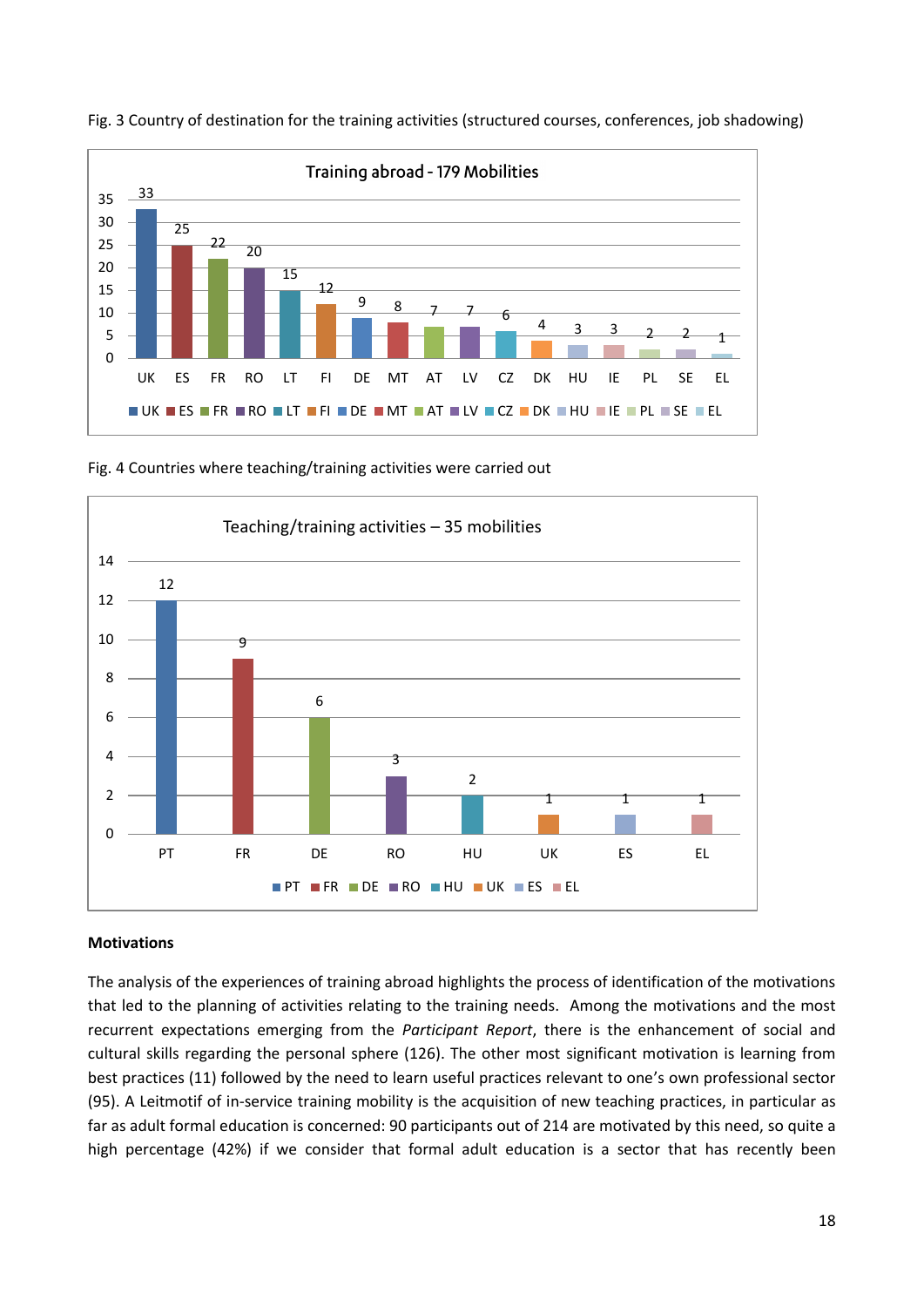Fig. 3 Country of destination for the training activities (structured courses, conferences, job shadowing)

**Training abroad - 179 Mobilities**

| UK | ES | FR | RO | LT | FI | DE | MT | AT | LV | CZ | DK | HU | IE | PL | SE | EL |
|---|---|---|---|---|---|---|---|---|---|---|---|---|---|---|---|---|
| 33 | 25 | 22 | 20 | 15 | 12 | 9 | 8 | 7 | 7 | 6 | 4 | 3 | 3 | 2 | 2 | 1 |

Fig. 4 Countries where teaching/training activities were carried out

**Teaching/training activities – 35 mobilities**

| PT | FR | DE | RO | HU | UK | ES | EL |
|---|---|---|---|---|---|---|---|
| 12 | 9 | 6 | 3 | 2 | 1 | 1 | 1 |

**Motivations**

The analysis of the experiences of training abroad highlights the process of identification of the motivations that led to the planning of activities relating to the training needs. Among the motivations and the most recurrent expectations emerging from the *Participant Report*, there is the enhancement of social and cultural skills regarding the personal sphere (126). The other most significant motivation is learning from best practices (11) followed by the need to learn useful practices relevant to one's own professional sector (95). A Leitmotif of in-service training mobility is the acquisition of new teaching practices, in particular as far as adult formal education is concerned: 90 participants out of 214 are motivated by this need, so quite a high percentage (42%) if we consider that formal adult education is a sector that has recently been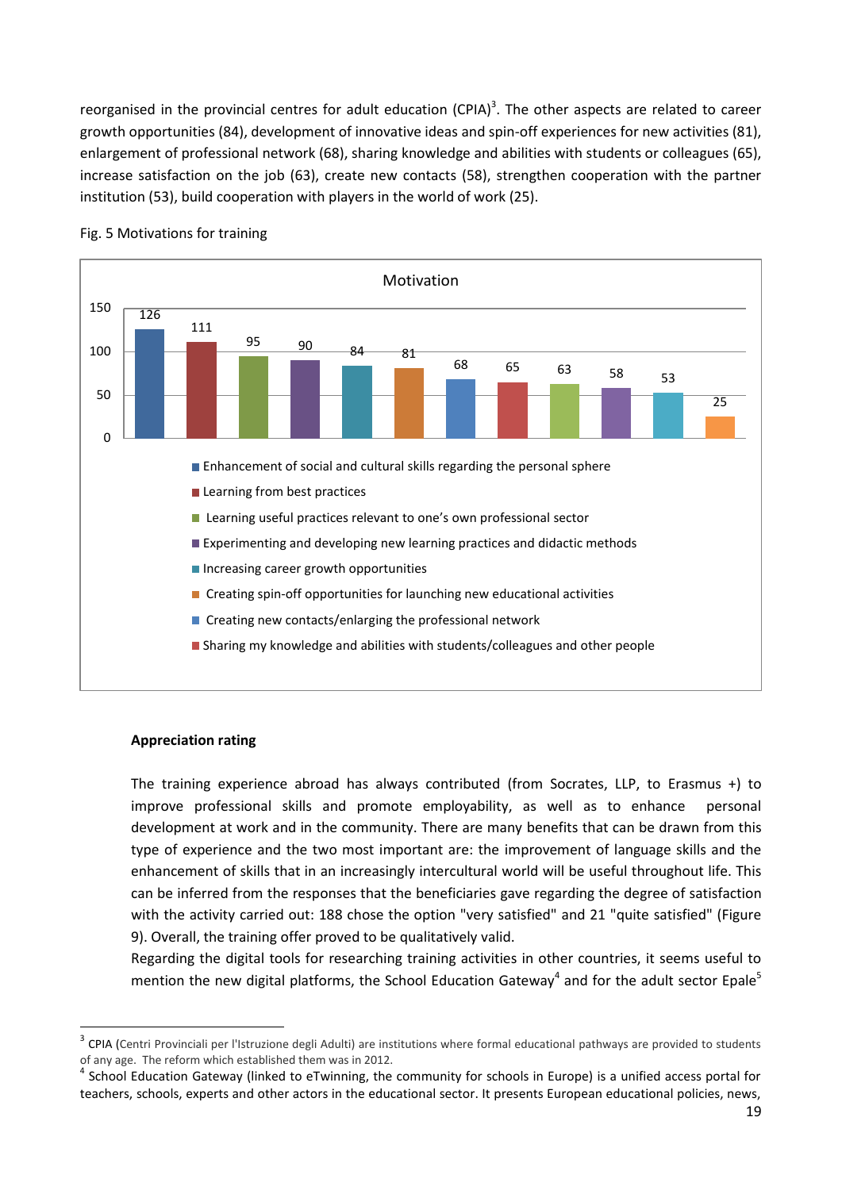reorganised in the provincial centres for adult education (CPIA)[3]. The other aspects are related to career growth opportunities (84), development of innovative ideas and spin-off experiences for new activities (81), enlargement of professional network (68), sharing knowledge and abilities with students or colleagues (65), increase satisfaction on the job (63), create new contacts (58), strengthen cooperation with the partner institution (53), build cooperation with players in the world of work (25).

Fig. 5 Motivations for training

**Motivation**

| 126 | 111 | 95 | 90 | 84 | 81 | 68 | 65 | 63 | 58 | 53 | 25 |
|---|---|---|---|---|---|---|---|---|---|---|---|

- Enhancement of social and cultural skills regarding the personal sphere
- Learning from best practices
- Learning useful practices relevant to one's own professional sector
- Experimenting and developing new learning practices and didactic methods
- Increasing career growth opportunities
- Creating spin-off opportunities for launching new educational activities
- Creating new contacts/enlarging the professional network
- Sharing my knowledge and abilities with students/colleagues and other people

**Appreciation rating**

The training experience abroad has always contributed (from Socrates, LLP, to Erasmus +) to improve professional skills and promote employability, as well as to enhance personal development at work and in the community. There are many benefits that can be drawn from this type of experience and the two most important are: the improvement of language skills and the enhancement of skills that in an increasingly intercultural world will be useful throughout life. This can be inferred from the responses that the beneficiaries gave regarding the degree of satisfaction with the activity carried out: 188 chose the option "very satisfied" and 21 "quite satisfied" (Figure 9). Overall, the training offer proved to be qualitatively valid.

Regarding the digital tools for researching training activities in other countries, it seems useful to mention the new digital platforms, the School Education Gateway[4] and for the adult sector Epale[5]

---

[3] CPIA (Centri Provinciali per l'Istruzione degli Adulti) are institutions where formal educational pathways are provided to students of any age. The reform which established them was in 2012.

[4] School Education Gateway (linked to eTwinning, the community for schools in Europe) is a unified access portal for teachers, schools, experts and other actors in the educational sector. It presents European educational policies, news,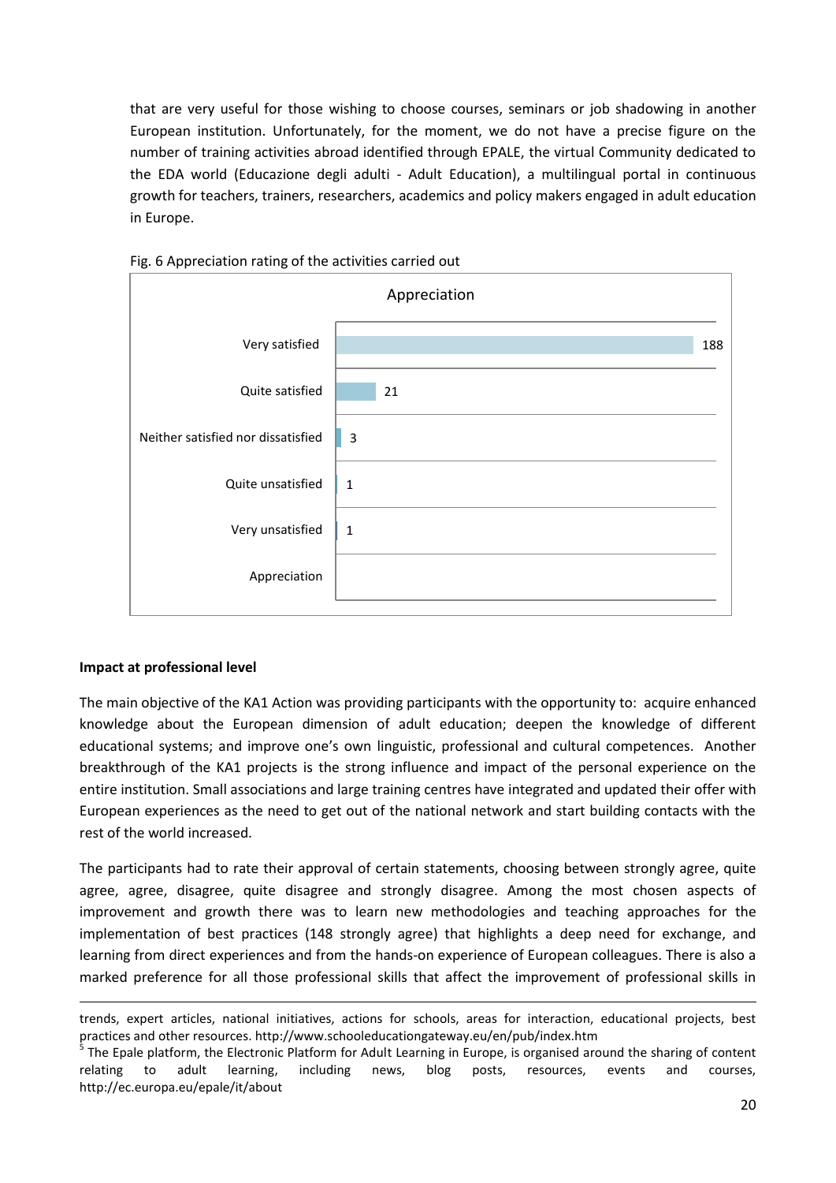that are very useful for those wishing to choose courses, seminars or job shadowing in another European institution. Unfortunately, for the moment, we do not have a precise figure on the number of training activities abroad identified through EPALE, the virtual Community dedicated to the EDA world (Educazione degli adulti - Adult Education), a multilingual portal in continuous growth for teachers, trainers, researchers, academics and policy makers engaged in adult education in Europe.

Fig. 6 Appreciation rating of the activities carried out

| Appreciation | |
|---|---|
| Very satisfied | 188 |
| Quite satisfied | 21 |
| Neither satisfied nor dissatisfied | 3 |
| Quite unsatisfied | 1 |
| Very unsatisfied | 1 |

**Impact at professional level**

The main objective of the KA1 Action was providing participants with the opportunity to: acquire enhanced knowledge about the European dimension of adult education; deepen the knowledge of different educational systems; and improve one's own linguistic, professional and cultural competences. Another breakthrough of the KA1 projects is the strong influence and impact of the personal experience on the entire institution. Small associations and large training centres have integrated and updated their offer with European experiences as the need to get out of the national network and start building contacts with the rest of the world increased.

The participants had to rate their approval of certain statements, choosing between strongly agree, quite agree, agree, disagree, quite disagree and strongly disagree. Among the most chosen aspects of improvement and growth there was to learn new methodologies and teaching approaches for the implementation of best practices (148 strongly agree) that highlights a deep need for exchange, and learning from direct experiences and from the hands-on experience of European colleagues. There is also a marked preference for all those professional skills that affect the improvement of professional skills in

---

trends, expert articles, national initiatives, actions for schools, areas for interaction, educational projects, best practices and other resources. http://www.schooleducationgateway.eu/en/pub/index.htm

[5] The Epale platform, the Electronic Platform for Adult Learning in Europe, is organised around the sharing of content relating to adult learning, including news, blog posts, resources, events and courses, http://ec.europa.eu/epale/it/about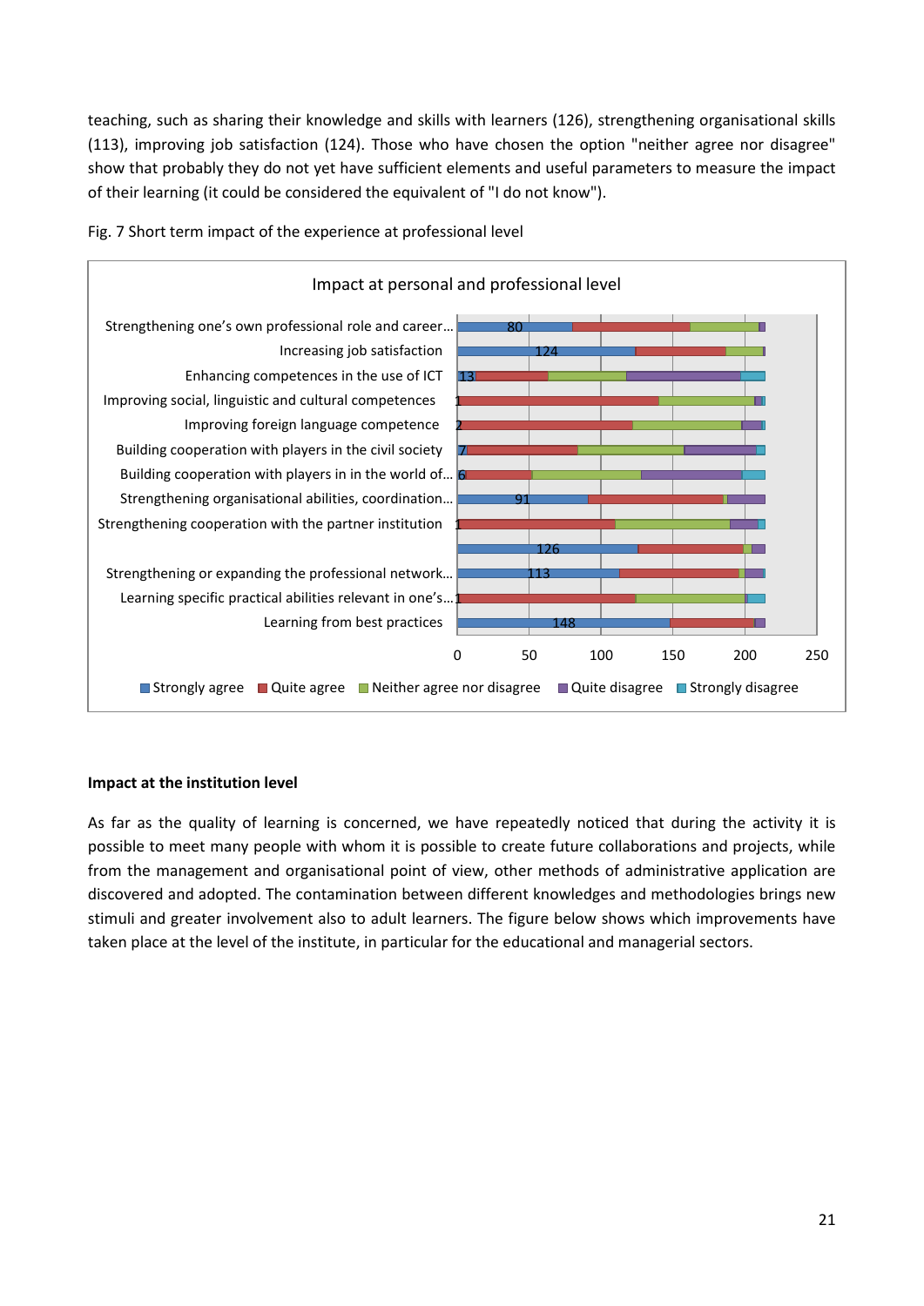teaching, such as sharing their knowledge and skills with learners (126), strengthening organisational skills (113), improving job satisfaction (124). Those who have chosen the option "neither agree nor disagree" show that probably they do not yet have sufficient elements and useful parameters to measure the impact of their learning (it could be considered the equivalent of "I do not know").

Fig. 7 Short term impact of the experience at professional level

Impact at personal and professional level

| Item | Strongly agree |
|---|---|
| Strengthening one's own professional role and career… | 80 |
| Increasing job satisfaction | 124 |
| Enhancing competences in the use of ICT | 13 |
| Improving social, linguistic and cultural competences | 1 |
| Improving foreign language competence | 2 |
| Building cooperation with players in the civil society | 7 |
| Building cooperation with players in in the world of… | 6 |
| Strengthening organisational abilities, coordination… | 91 |
| Strengthening cooperation with the partner institution | 1 |
| | 126 |
| Strengthening or expanding the professional network… | 113 |
| Learning specific practical abilities relevant in one's… | 1 |
| Learning from best practices | 148 |

Strongly agree | Quite agree | Neither agree nor disagree | Quite disagree | Strongly disagree

## Impact at the institution level

As far as the quality of learning is concerned, we have repeatedly noticed that during the activity it is possible to meet many people with whom it is possible to create future collaborations and projects, while from the management and organisational point of view, other methods of administrative application are discovered and adopted. The contamination between different knowledges and methodologies brings new stimuli and greater involvement also to adult learners. The figure below shows which improvements have taken place at the level of the institute, in particular for the educational and managerial sectors.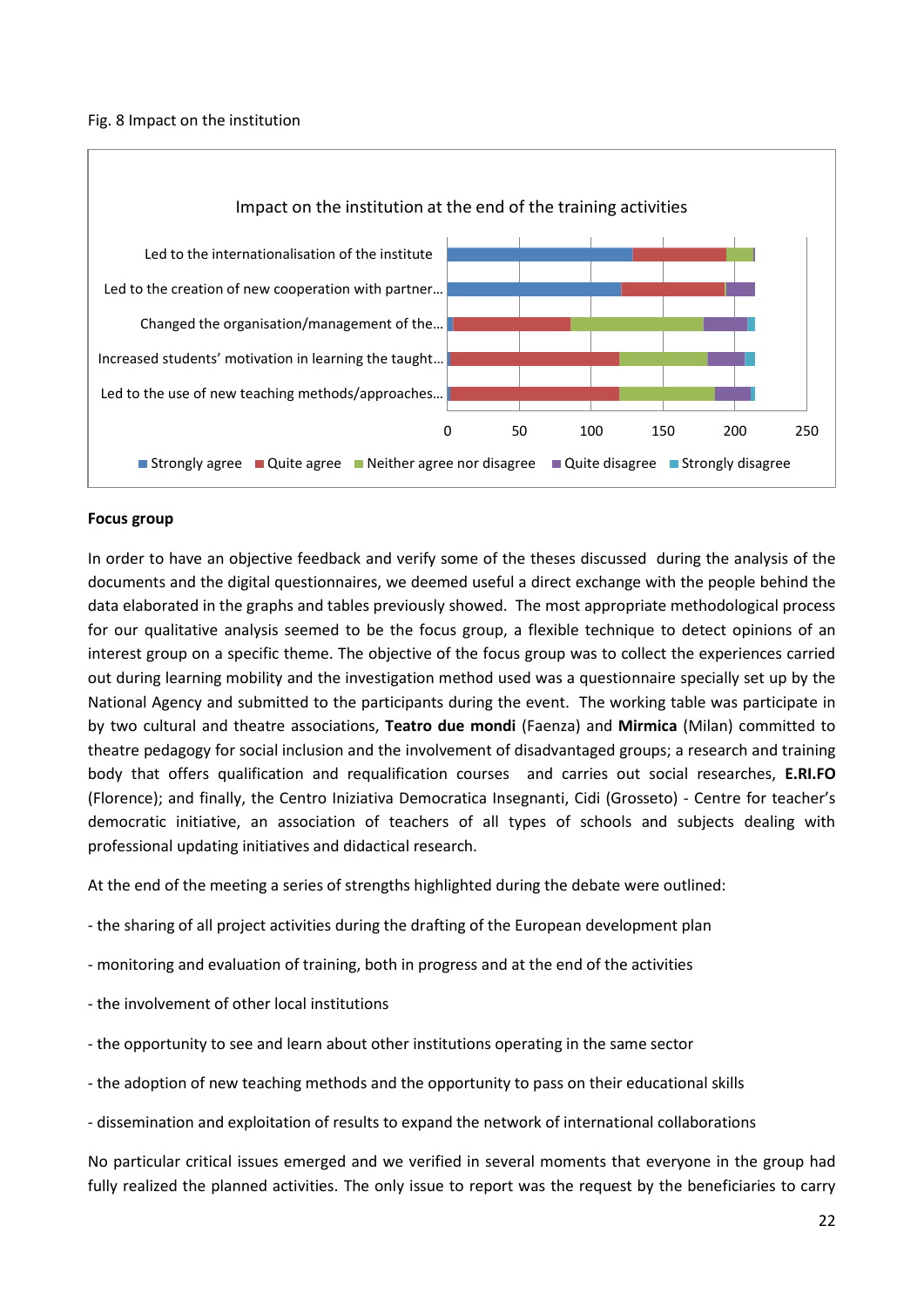Fig. 8 Impact on the institution

Impact on the institution at the end of the training activities

| | Strongly agree | Quite agree | Neither agree nor disagree | Quite disagree | Strongly disagree |
|---|---|---|---|---|---|
| Led to the internationalisation of the institute | | | | | |
| Led to the creation of new cooperation with partner… | | | | | |
| Changed the organisation/management of the… | | | | | |
| Increased students' motivation in learning the taught… | | | | | |
| Led to the use of new teaching methods/approaches… | | | | | |

**Focus group**

In order to have an objective feedback and verify some of the theses discussed during the analysis of the documents and the digital questionnaires, we deemed useful a direct exchange with the people behind the data elaborated in the graphs and tables previously showed. The most appropriate methodological process for our qualitative analysis seemed to be the focus group, a flexible technique to detect opinions of an interest group on a specific theme. The objective of the focus group was to collect the experiences carried out during learning mobility and the investigation method used was a questionnaire specially set up by the National Agency and submitted to the participants during the event. The working table was participate in by two cultural and theatre associations, **Teatro due mondi** (Faenza) and **Mirmica** (Milan) committed to theatre pedagogy for social inclusion and the involvement of disadvantaged groups; a research and training body that offers qualification and requalification courses and carries out social researches, **E.RI.FO** (Florence); and finally, the Centro Iniziativa Democratica Insegnanti, Cidi (Grosseto) - Centre for teacher's democratic initiative, an association of teachers of all types of schools and subjects dealing with professional updating initiatives and didactical research.

At the end of the meeting a series of strengths highlighted during the debate were outlined:

- the sharing of all project activities during the drafting of the European development plan
- monitoring and evaluation of training, both in progress and at the end of the activities
- the involvement of other local institutions
- the opportunity to see and learn about other institutions operating in the same sector
- the adoption of new teaching methods and the opportunity to pass on their educational skills
- dissemination and exploitation of results to expand the network of international collaborations

No particular critical issues emerged and we verified in several moments that everyone in the group had fully realized the planned activities. The only issue to report was the request by the beneficiaries to carry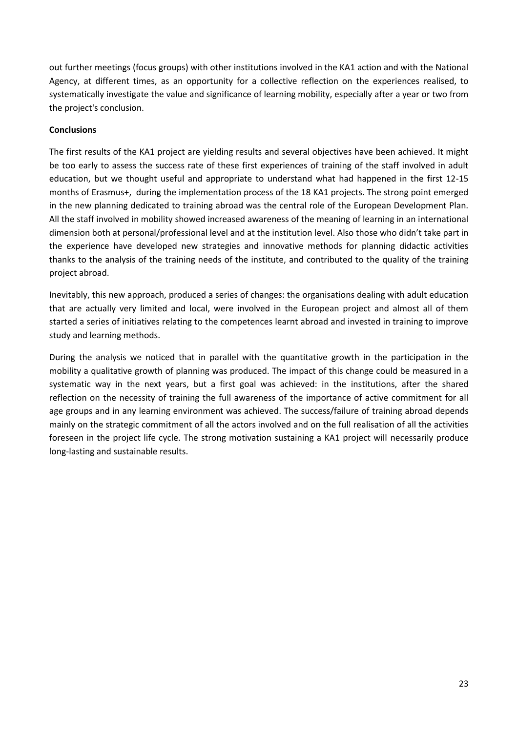out further meetings (focus groups) with other institutions involved in the KA1 action and with the National Agency, at different times, as an opportunity for a collective reflection on the experiences realised, to systematically investigate the value and significance of learning mobility, especially after a year or two from the project's conclusion.

**Conclusions**

The first results of the KA1 project are yielding results and several objectives have been achieved. It might be too early to assess the success rate of these first experiences of training of the staff involved in adult education, but we thought useful and appropriate to understand what had happened in the first 12-15 months of Erasmus+, during the implementation process of the 18 KA1 projects. The strong point emerged in the new planning dedicated to training abroad was the central role of the European Development Plan. All the staff involved in mobility showed increased awareness of the meaning of learning in an international dimension both at personal/professional level and at the institution level. Also those who didn't take part in the experience have developed new strategies and innovative methods for planning didactic activities thanks to the analysis of the training needs of the institute, and contributed to the quality of the training project abroad.

Inevitably, this new approach, produced a series of changes: the organisations dealing with adult education that are actually very limited and local, were involved in the European project and almost all of them started a series of initiatives relating to the competences learnt abroad and invested in training to improve study and learning methods.

During the analysis we noticed that in parallel with the quantitative growth in the participation in the mobility a qualitative growth of planning was produced. The impact of this change could be measured in a systematic way in the next years, but a first goal was achieved: in the institutions, after the shared reflection on the necessity of training the full awareness of the importance of active commitment for all age groups and in any learning environment was achieved. The success/failure of training abroad depends mainly on the strategic commitment of all the actors involved and on the full realisation of all the activities foreseen in the project life cycle. The strong motivation sustaining a KA1 project will necessarily produce long-lasting and sustainable results.